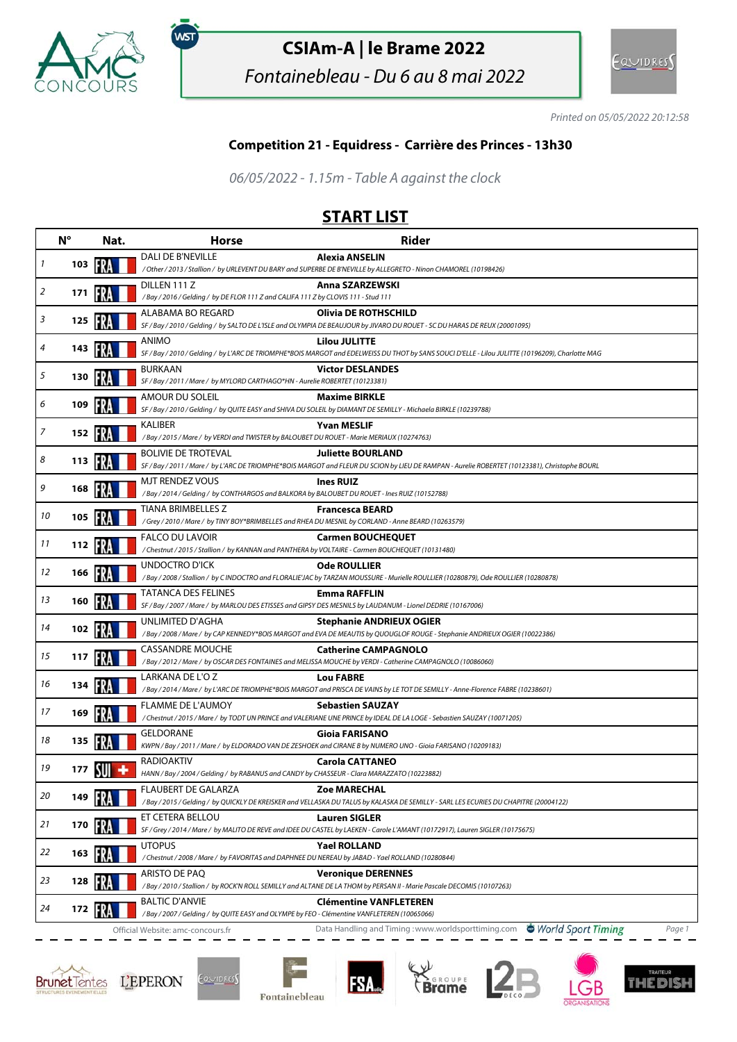# CSIAm-A | le Brame 2022

*Fontainebleau - Du 6 au 8 mai 2022*

*Printed on 05/05/2022 20:12:58*

## Competition 21 - Equidress - Carrière des Princes - 13h30

*06/05/2022 - 1.15m - Table A against the clock*

## START LIST

| | N° | Nat. | Horse | Rider |
|---|---|---|---|---|
| 1 | 103 | FRA | DALI DE B'NEVILLE<br>*/ Other / 2013 / Stallion / by URLEVENT DU BARY and SUPERBE DE B'NEVILLE by ALLEGRETO - Ninon CHAMOREL (10198426)* | **Alexia ANSELIN** |
| 2 | 171 | FRA | DILLEN 111 Z<br>*/ Bay / 2016 / Gelding / by DE FLOR 111 Z and CALIFA 111 Z by CLOVIS 111 - Stud 111* | **Anna SZARZEWSKI** |
| 3 | 125 | FRA | ALABAMA BO REGARD<br>*SF / Bay / 2010 / Gelding / by SALTO DE L'ISLE and OLYMPIA DE BEAUJOUR by JIVARO DU ROUET - SC DU HARAS DE REUX (20001095)* | **Olivia DE ROTHSCHILD** |
| 4 | 143 | FRA | ANIMO<br>*SF / Bay / 2010 / Gelding / by L'ARC DE TRIOMPHE*BOIS MARGOT and EDELWEISS DU THOT by SANS SOUCI D'ELLE - Lilou JULITTE (10196209), Charlotte MAG* | **Lilou JULITTE** |
| 5 | 130 | FRA | BURKAAN<br>*SF / Bay / 2011 / Mare / by MYLORD CARTHAGO*HN - Aurelie ROBERTET (10123381)* | **Victor DESLANDES** |
| 6 | 109 | FRA | AMOUR DU SOLEIL<br>*SF / Bay / 2010 / Gelding / by QUITE EASY and SHIVA DU SOLEIL by DIAMANT DE SEMILLY - Michaela BIRKLE (10239788)* | **Maxime BIRKLE** |
| 7 | 152 | FRA | KALIBER<br>*/ Bay / 2015 / Mare / by VERDI and TWISTER by BALOUBET DU ROUET - Marie MERIAUX (10274763)* | **Yvan MESLIF** |
| 8 | 113 | FRA | BOLIVIE DE TROTEVAL<br>*SF / Bay / 2011 / Mare / by L'ARC DE TRIOMPHE*BOIS MARGOT and FLEUR DU SCION by LIEU DE RAMPAN - Aurelie ROBERTET (10123381), Christophe BOURL* | **Juliette BOURLAND** |
| 9 | 168 | FRA | MJT RENDEZ VOUS<br>*/ Bay / 2014 / Gelding / by CONTHARGOS and BALKORA by BALOUBET DU ROUET - Ines RUIZ (10152788)* | **Ines RUIZ** |
| 10 | 105 | FRA | TIANA BRIMBELLES Z<br>*/ Grey / 2010 / Mare / by TINY BOY*BRIMBELLES and RHEA DU MESNIL by CORLAND - Anne BEARD (10263579)* | **Francesca BEARD** |
| 11 | 112 | FRA | FALCO DU LAVOIR<br>*/ Chestnut / 2015 / Stallion / by KANNAN and PANTHERA by VOLTAIRE - Carmen BOUCHEQUET (10131480)* | **Carmen BOUCHEQUET** |
| 12 | 166 | FRA | UNDOCTRO D'ICK<br>*/ Bay / 2008 / Stallion / by C INDOCTRO and FLORALIE'JAC by TARZAN MOUSSURE - Murielle ROULLIER (10280879), Ode ROULLIER (10280878)* | **Ode ROULLIER** |
| 13 | 160 | FRA | TATANCA DES FELINES<br>*SF / Bay / 2007 / Mare / by MARLOU DES ETISSES and GIPSY DES MESNILS by LAUDANUM - Lionel DEDRIE (10167006)* | **Emma RAFFLIN** |
| 14 | 102 | FRA | UNLIMITED D'AGHA<br>*/ Bay / 2008 / Mare / by CAP KENNEDY*BOIS MARGOT and EVA DE MEAUTIS by QUOUGLOF ROUGE - Stephanie ANDRIEUX OGIER (10022386)* | **Stephanie ANDRIEUX OGIER** |
| 15 | 117 | FRA | CASSANDRE MOUCHE<br>*/ Bay / 2012 / Mare / by OSCAR DES FONTAINES and MELISSA MOUCHE by VERDI - Catherine CAMPAGNOLO (10086060)* | **Catherine CAMPAGNOLO** |
| 16 | 134 | FRA | LARKANA DE L'O Z<br>*/ Bay / 2014 / Mare / by L'ARC DE TRIOMPHE*BOIS MARGOT and PRISCA DE VAINS by LE TOT DE SEMILLY - Anne-Florence FABRE (10238601)* | **Lou FABRE** |
| 17 | 169 | FRA | FLAMME DE L'AUMOY<br>*/ Chestnut / 2015 / Mare / by TODT UN PRINCE and VALERIANE UNE PRINCE by IDEAL DE LA LOGE - Sebastien SAUZAY (10071205)* | **Sebastien SAUZAY** |
| 18 | 135 | FRA | GELDORANE<br>*KWPN / Bay / 2011 / Mare / by ELDORADO VAN DE ZESHOEK and CIRANE B by NUMERO UNO - Gioia FARISANO (10209183)* | **Gioia FARISANO** |
| 19 | 177 | SUI | RADIOAKTIV<br>*HANN / Bay / 2004 / Gelding / by RABANUS and CANDY by CHASSEUR - Clara MARAZZATO (10223882)* | **Carola CATTANEO** |
| 20 | 149 | FRA | FLAUBERT DE GALARZA<br>*/ Bay / 2015 / Gelding / by QUICKLY DE KREISKER and VELLASKA DU TALUS by KALASKA DE SEMILLY - SARL LES ECURIES DU CHAPITRE (20004122)* | **Zoe MARECHAL** |
| 21 | 170 | FRA | ET CETERA BELLOU<br>*SF / Grey / 2014 / Mare / by MALITO DE REVE and IDEE DU CASTEL by LAEKEN - Carole L'AMANT (10172917), Lauren SIGLER (10175675)* | **Lauren SIGLER** |
| 22 | 163 | FRA | UTOPUS<br>*/ Chestnut / 2008 / Mare / by FAVORITAS and DAPHNEE DU NEREAU by JABAD - Yael ROLLAND (10280844)* | **Yael ROLLAND** |
| 23 | 128 | FRA | ARISTO DE PAQ<br>*/ Bay / 2010 / Stallion / by ROCK'N ROLL SEMILLY and ALTANE DE LA THOM by PERSAN II - Marie Pascale DECOMIS (10107263)* | **Veronique DERENNES** |
| 24 | 172 | FRA | BALTIC D'ANVIE<br>*/ Bay / 2007 / Gelding / by QUITE EASY and OLYMPE by FEO - Clémentine VANFLETEREN (10065066)* | **Clémentine VANFLETEREN** |

Official Website: amc-concours.fr — Data Handling and Timing : www.worldsporttiming.com — World Sport Timing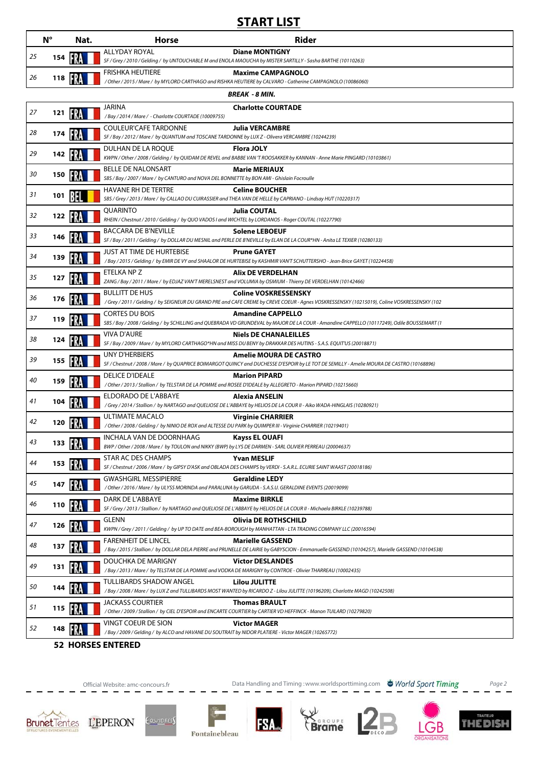## START LIST

| | N° | Nat. | Horse | Rider |
|---|---|---|---|---|
| 25 | 154 | FRA | ALLYDAY ROYAL<br>SF / Grey / 2010 / Gelding / by UNTOUCHABLE M and ENOLA MAOUCHA by MISTER SARTILLY - Sasha BARTHE (10110263) | **Diane MONTIGNY** |
| 26 | 118 | FRA | FRISHKA HEUTIERE<br>/ Other / 2015 / Mare / by MYLORD CARTHAGO and RISHKA HEUTIERE by CALVARO - Catherine CAMPAGNOLO (10086060) | **Maxime CAMPAGNOLO** |
| | | | ***BREAK - 8 MIN.*** | |
| 27 | 121 | FRA | JARINA<br>/ Bay / 2014 / Mare / - Charlotte COURTADE (10009755) | **Charlotte COURTADE** |
| 28 | 174 | FRA | COULEUR'CAFE TARDONNE<br>SF / Bay / 2012 / Mare / by QUANTUM and TOSCANE TARDONNE by LUX Z - Olivera VERCAMBRE (10244239) | **Julia VERCAMBRE** |
| 29 | 142 | FRA | DULHAN DE LA ROQUE<br>KWPN / Other / 2008 / Gelding / by QUIDAM DE REVEL and BABBE VAN 'T ROOSAKKER by KANNAN - Anne Marie PINGARD (10103861) | **Flora JOLY** |
| 30 | 150 | FRA | BELLE DE NALONSART<br>SBS / Bay / 2007 / Mare / by CANTURO and NOVA DEL BONNETTE by BON AMI - Ghislain Focroulle | **Marie MERIAUX** |
| 31 | 101 | BEL | HAVANE RH DE TERTRE<br>SBS / Grey / 2013 / Mare / by CALLAO DU CUIRASSIER and THEA VAN DE HELLE by CAPRIANO - Lindsay HUT (10220317) | **Celine BOUCHER** |
| 32 | 122 | FRA | QUARINTO<br>RHEIN / Chestnut / 2010 / Gelding / by QUO VADOS I and WICHTEL by LORDANOS - Roger COUTAL (10227790) | **Julia COUTAL** |
| 33 | 146 | FRA | BACCARA DE B'NEVILLE<br>SF / Bay / 2011 / Gelding / by DOLLAR DU MESNIL and PERLE DE B'NEVILLE by ELAN DE LA COUR*HN - Anita LE TEXIER (10280133) | **Solene LEBOEUF** |
| 34 | 139 | FRA | JUST AT TIME DE HURTEBISE<br>/ Bay / 2015 / Gelding / by EMIR DE VY and SHAALOR DE HURTEBISE by KASHMIR VAN'T SCHUTTERSHO - Jean-Brice GAYET (10224458) | **Prune GAYET** |
| 35 | 127 | FRA | ETELKA NP Z<br>ZANG / Bay / 2011 / Mare / by EDJAZ VAN'T MERELSNEST and VOLUMIA by OSMIUM - Thierry DE VERDELHAN (10142466) | **Alix DE VERDELHAN** |
| 36 | 176 | FRA | BULLITT DE HUS<br>/ Grey / 2011 / Gelding / by SEIGNEUR DU GRAND PRE and CAFE CREME by CREVE COEUR - Agnes VOSKRESSENSKY (10215019), Coline VOSKRESSENSKY (102 | **Coline VOSKRESSENSKY** |
| 37 | 119 | FRA | CORTES DU BOIS<br>SBS / Bay / 2008 / Gelding / by SCHILLING and QUEBRADA VD GRUNDEVAL by MAJOR DE LA COUR - Amandine CAPPELLO (10117249), Odile BOUSSEMART (1 | **Amandine CAPPELLO** |
| 38 | 124 | FRA | VIVA D'AURE<br>SF / Bay / 2009 / Mare / by MYLORD CARTHAGO*HN and MISS DU BENY by DRAKKAR DES HUTINS - S.A.S. EQUIT'US (20018871) | **Niels DE CHANALEILLES** |
| 39 | 155 | FRA | UNY D'HERBIERS<br>SF / Chestnut / 2008 / Mare / by QUAPRICE BOIMARGOT QUINCY and DUCHESSE D'ESPOIR by LE TOT DE SEMILLY - Amelie MOURA DE CASTRO (10168896) | **Amelie MOURA DE CASTRO** |
| 40 | 159 | FRA | DELICE D'IDEALE<br>/ Other / 2013 / Stallion / by TELSTAR DE LA POMME and ROSEE D'IDEALE by ALLEGRETO - Marion PIPARD (10215660) | **Marion PIPARD** |
| 41 | 104 | FRA | ELDORADO DE L'ABBAYE<br>/ Grey / 2014 / Stallion / by NARTAGO and QUELIOSE DE L'ABBAYE by HELIOS DE LA COUR II - Aiko WADA-HINGLAIS (10280921) | **Alexia ANSELIN** |
| 42 | 120 | FRA | ULTIMATE MACALO<br>/ Other / 2008 / Gelding / by NINIO DE ROX and ALTESSE DU PARK by QUIMPER III - Virginie CHARRIER (10219401) | **Virginie CHARRIER** |
| 43 | 133 | FRA | INCHALA VAN DE DOORNHAAG<br>BWP / Other / 2008 / Mare / by TOULON and NIKKY (BWP) by LYS DE DARMEN - SARL OLIVIER PERREAU (20004637) | **Kayss EL OUAFI** |
| 44 | 153 | FRA | STAR AC DES CHAMPS<br>SF / Chestnut / 2006 / Mare / by GIPSY D'ASK and OBLADA DES CHAMPS by VERDI - S.A.R.L. ECURIE SAINT WAAST (20018186) | **Yvan MESLIF** |
| 45 | 147 | FRA | GWASHGIRL MESSIPIERRE<br>/ Other / 2016 / Mare / by ULYSS MORINDA and PARALUNA by GARUDA - S.A.S.U. GERALDINE EVENTS (20019099) | **Geraldine LEDY** |
| 46 | 110 | FRA | DARK DE L'ABBAYE<br>SF / Grey / 2013 / Stallion / by NARTAGO and QUELIOSE DE L'ABBAYE by HELIOS DE LA COUR II - Michaela BIRKLE (10239788) | **Maxime BIRKLE** |
| 47 | 126 | FRA | GLENN<br>KWPN / Grey / 2011 / Gelding / by UP TO DATE and BEA-BOROUGH by MANHATTAN - LTA TRADING COMPANY LLC (20016594) | **Olivia DE ROTHSCHILD** |
| 48 | 137 | FRA | FARENHEIT DE LINCEL<br>/ Bay / 2015 / Stallion / by DOLLAR DELA PIERRE and PRUNELLE DE LAIRIE by GABYSCION - Emmanuelle GASSEND (10104257), Marielle GASSEND (10104538) | **Marielle GASSEND** |
| 49 | 131 | FRA | DOUCHKA DE MARIGNY<br>/ Bay / 2013 / Mare / by TELSTAR DE LA POMME and VODKA DE MARIGNY by CONTROE - Olivier THARREAU (10002435) | **Victor DESLANDES** |
| 50 | 144 | FRA | TULLIBARDS SHADOW ANGEL<br>/ Bay / 2008 / Mare / by LUX Z and TULLIBARDS MOST WANTED by RICARDO Z - Lilou JULITTE (10196209), Charlotte MAGD (10242508) | **Lilou JULITTE** |
| 51 | 115 | FRA | JACKASS COURTIER<br>/ Other / 2009 / Stallion / by CIEL D'ESPOIR and ENCARTE COURTIER by CARTIER VD HEFFINCK - Manon TUILARD (10279820) | **Thomas BRAULT** |
| 52 | 148 | FRA | VINGT COEUR DE SION<br>/ Bay / 2009 / Gelding / by ALCO and HAVANE DU SOUTRAIT by NIDOR PLATIERE - Victor MAGER (10265772) | **Victor MAGER** |

**52 HORSES ENTERED**

Official Website: amc-concours.fr

Data Handling and Timing : www.worldsporttiming.com World Sport Timing